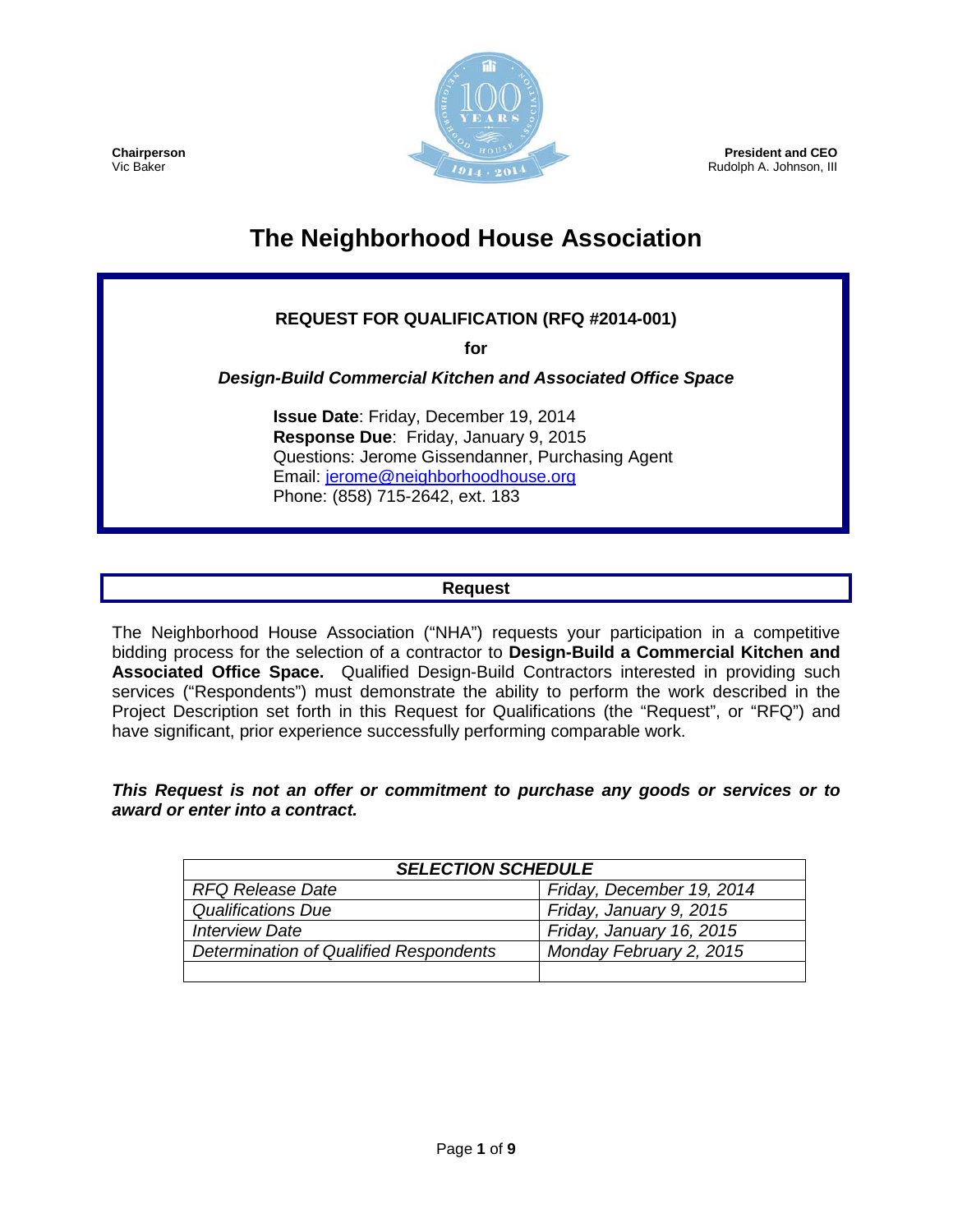**Chairperson**
Vic Baker

**President and CEO**
Rudolph A. Johnson, III

# The Neighborhood House Association

**REQUEST FOR QUALIFICATION (RFQ #2014-001)**

**for**

***Design-Build Commercial Kitchen and Associated Office Space***

**Issue Date**: Friday, December 19, 2014
**Response Due**: Friday, January 9, 2015
Questions: Jerome Gissendanner, Purchasing Agent
Email: jerome@neighborhoodhouse.org
Phone: (858) 715-2642, ext. 183

## Request

The Neighborhood House Association ("NHA") requests your participation in a competitive bidding process for the selection of a contractor to **Design-Build a Commercial Kitchen and Associated Office Space.** Qualified Design-Build Contractors interested in providing such services ("Respondents") must demonstrate the ability to perform the work described in the Project Description set forth in this Request for Qualifications (the "Request", or "RFQ") and have significant, prior experience successfully performing comparable work.

***This Request is not an offer or commitment to purchase any goods or services or to award or enter into a contract.***

| ***SELECTION SCHEDULE*** | |
|---|---|
| *RFQ Release Date* | *Friday, December 19, 2014* |
| *Qualifications Due* | *Friday, January 9, 2015* |
| *Interview Date* | *Friday, January 16, 2015* |
| *Determination of Qualified Respondents* | *Monday February 2, 2015* |
| | |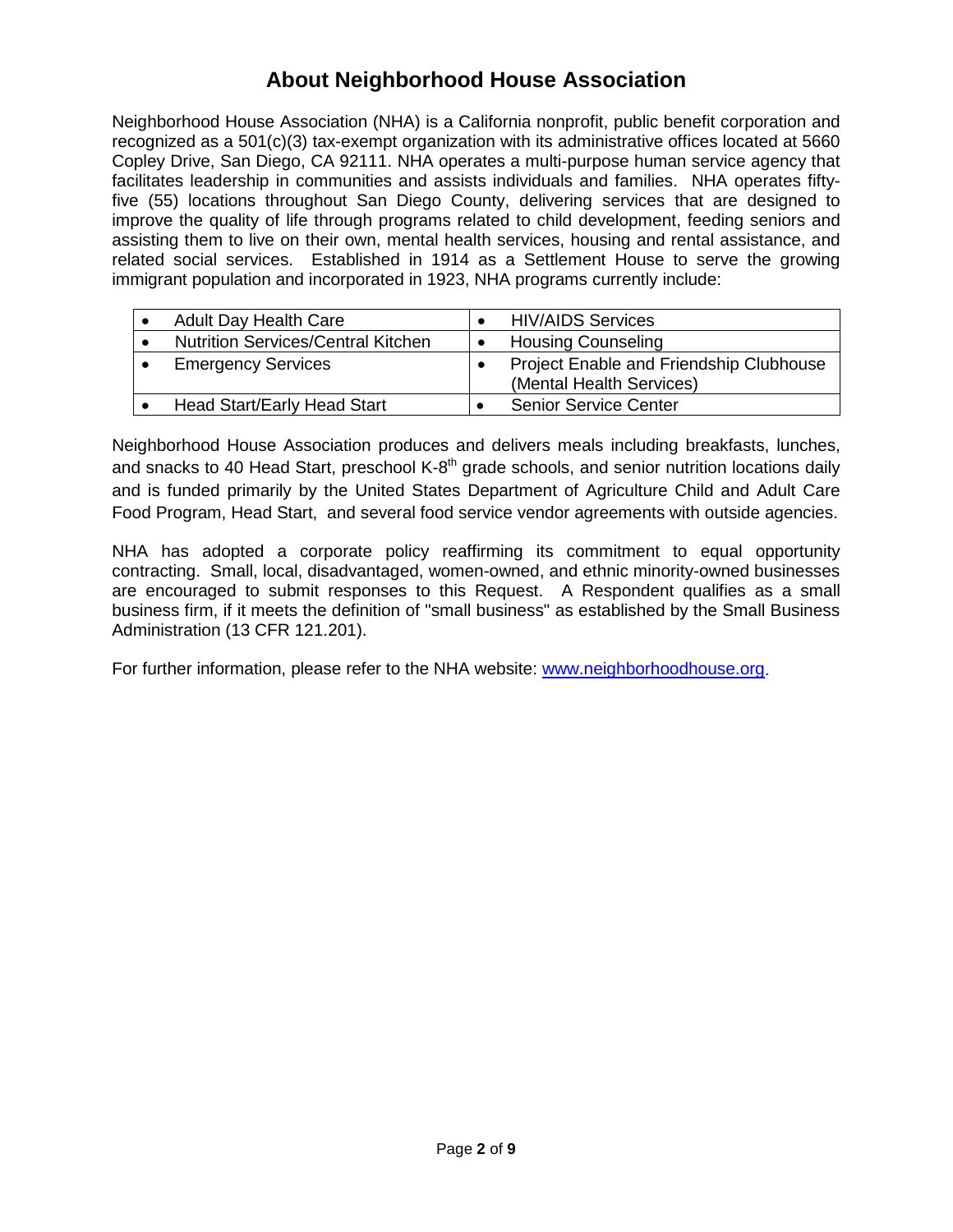# About Neighborhood House Association

Neighborhood House Association (NHA) is a California nonprofit, public benefit corporation and recognized as a 501(c)(3) tax-exempt organization with its administrative offices located at 5660 Copley Drive, San Diego, CA 92111. NHA operates a multi-purpose human service agency that facilitates leadership in communities and assists individuals and families. NHA operates fifty-five (55) locations throughout San Diego County, delivering services that are designed to improve the quality of life through programs related to child development, feeding seniors and assisting them to live on their own, mental health services, housing and rental assistance, and related social services. Established in 1914 as a Settlement House to serve the growing immigrant population and incorporated in 1923, NHA programs currently include:

| | |
|---|---|
| • Adult Day Health Care | • HIV/AIDS Services |
| • Nutrition Services/Central Kitchen | • Housing Counseling |
| • Emergency Services | • Project Enable and Friendship Clubhouse (Mental Health Services) |
| • Head Start/Early Head Start | • Senior Service Center |

Neighborhood House Association produces and delivers meals including breakfasts, lunches, and snacks to 40 Head Start, preschool K-8th grade schools, and senior nutrition locations daily and is funded primarily by the United States Department of Agriculture Child and Adult Care Food Program, Head Start, and several food service vendor agreements with outside agencies.

NHA has adopted a corporate policy reaffirming its commitment to equal opportunity contracting. Small, local, disadvantaged, women-owned, and ethnic minority-owned businesses are encouraged to submit responses to this Request. A Respondent qualifies as a small business firm, if it meets the definition of "small business" as established by the Small Business Administration (13 CFR 121.201).

For further information, please refer to the NHA website: www.neighborhoodhouse.org.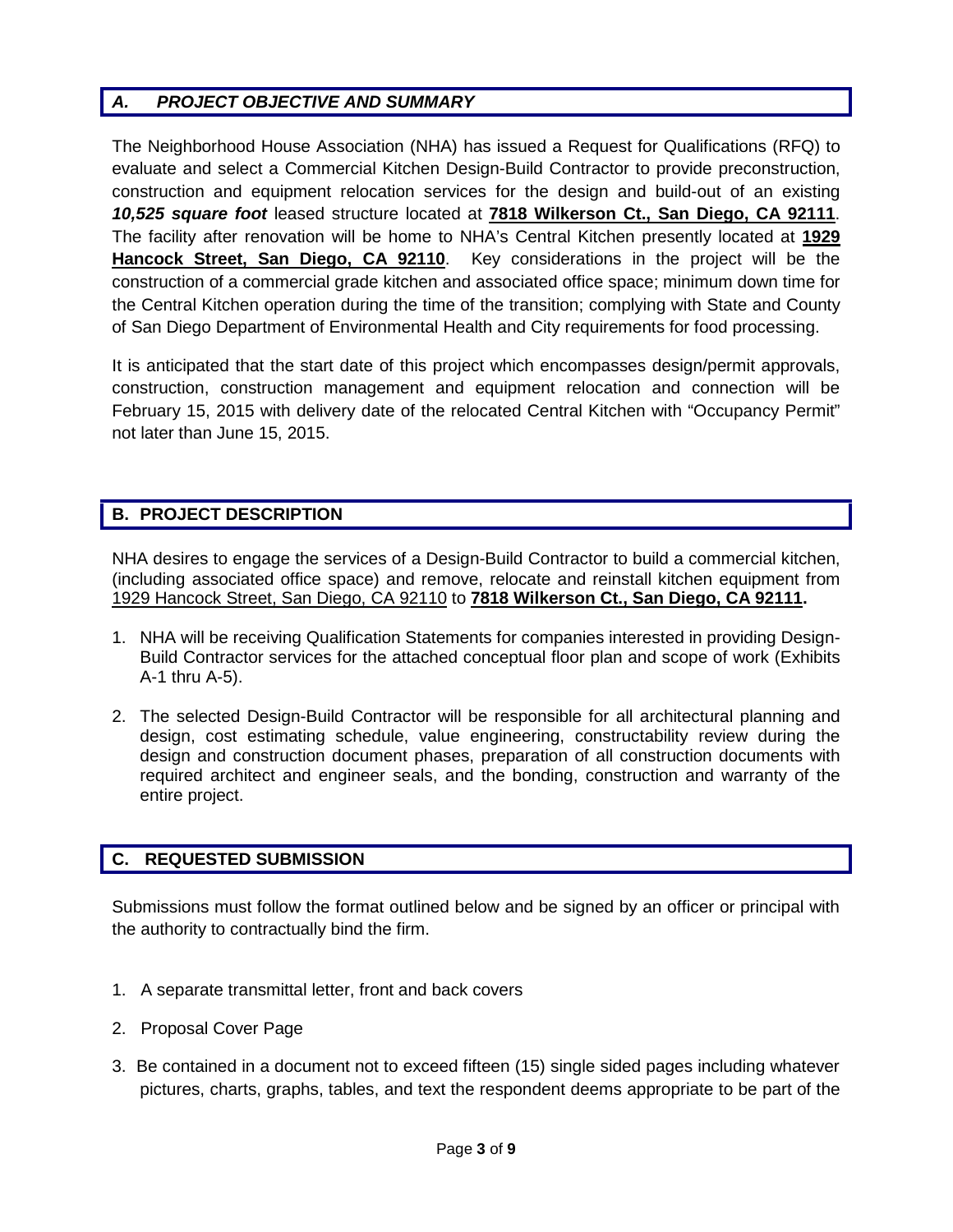## *A. PROJECT OBJECTIVE AND SUMMARY*

The Neighborhood House Association (NHA) has issued a Request for Qualifications (RFQ) to evaluate and select a Commercial Kitchen Design-Build Contractor to provide preconstruction, construction and equipment relocation services for the design and build-out of an existing ***10,525 square foot*** leased structure located at **7818 Wilkerson Ct., San Diego, CA 92111**. The facility after renovation will be home to NHA's Central Kitchen presently located at **1929 Hancock Street, San Diego, CA 92110**. Key considerations in the project will be the construction of a commercial grade kitchen and associated office space; minimum down time for the Central Kitchen operation during the time of the transition; complying with State and County of San Diego Department of Environmental Health and City requirements for food processing.

It is anticipated that the start date of this project which encompasses design/permit approvals, construction, construction management and equipment relocation and connection will be February 15, 2015 with delivery date of the relocated Central Kitchen with "Occupancy Permit" not later than June 15, 2015.

## B. PROJECT DESCRIPTION

NHA desires to engage the services of a Design-Build Contractor to build a commercial kitchen, (including associated office space) and remove, relocate and reinstall kitchen equipment from 1929 Hancock Street, San Diego, CA 92110 to **7818 Wilkerson Ct., San Diego, CA 92111.**

1. NHA will be receiving Qualification Statements for companies interested in providing Design-Build Contractor services for the attached conceptual floor plan and scope of work (Exhibits A-1 thru A-5).
2. The selected Design-Build Contractor will be responsible for all architectural planning and design, cost estimating schedule, value engineering, constructability review during the design and construction document phases, preparation of all construction documents with required architect and engineer seals, and the bonding, construction and warranty of the entire project.

## C. REQUESTED SUBMISSION

Submissions must follow the format outlined below and be signed by an officer or principal with the authority to contractually bind the firm.

1. A separate transmittal letter, front and back covers
2. Proposal Cover Page
3. Be contained in a document not to exceed fifteen (15) single sided pages including whatever pictures, charts, graphs, tables, and text the respondent deems appropriate to be part of the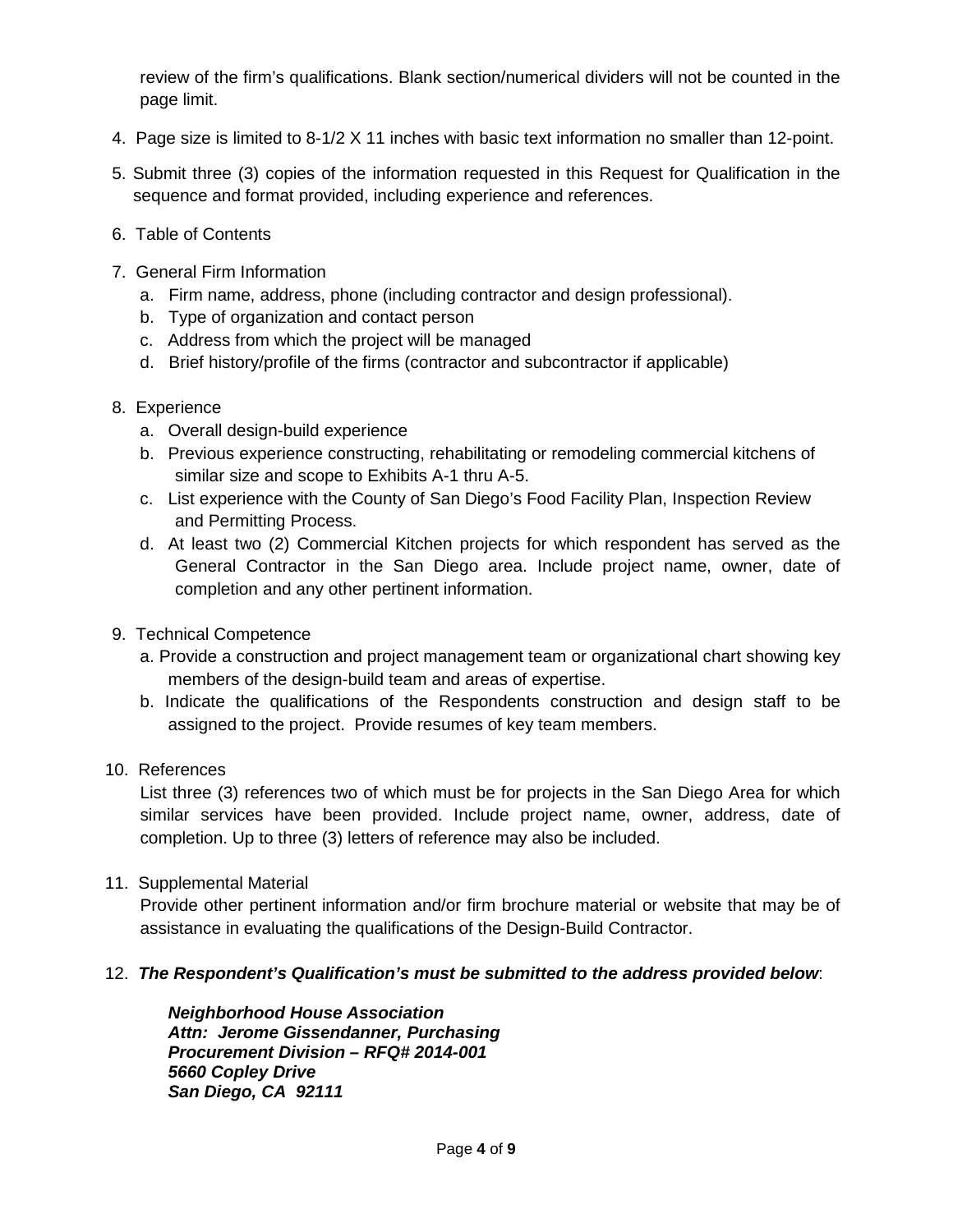review of the firm's qualifications. Blank section/numerical dividers will not be counted in the page limit.

4. Page size is limited to 8-1/2 X 11 inches with basic text information no smaller than 12-point.

5. Submit three (3) copies of the information requested in this Request for Qualification in the sequence and format provided, including experience and references.

6. Table of Contents

7. General Firm Information
   a. Firm name, address, phone (including contractor and design professional).
   b. Type of organization and contact person
   c. Address from which the project will be managed
   d. Brief history/profile of the firms (contractor and subcontractor if applicable)

8. Experience
   a. Overall design-build experience
   b. Previous experience constructing, rehabilitating or remodeling commercial kitchens of similar size and scope to Exhibits A-1 thru A-5.
   c. List experience with the County of San Diego's Food Facility Plan, Inspection Review and Permitting Process.
   d. At least two (2) Commercial Kitchen projects for which respondent has served as the General Contractor in the San Diego area. Include project name, owner, date of completion and any other pertinent information.

9. Technical Competence
   a. Provide a construction and project management team or organizational chart showing key members of the design-build team and areas of expertise.
   b. Indicate the qualifications of the Respondents construction and design staff to be assigned to the project. Provide resumes of key team members.

10. References

    List three (3) references two of which must be for projects in the San Diego Area for which similar services have been provided. Include project name, owner, address, date of completion. Up to three (3) letters of reference may also be included.

11. Supplemental Material

    Provide other pertinent information and/or firm brochure material or website that may be of assistance in evaluating the qualifications of the Design-Build Contractor.

12. ***The Respondent's Qualification's must be submitted to the address provided below***:

    ***Neighborhood House Association***
    ***Attn: Jerome Gissendanner, Purchasing***
    ***Procurement Division – RFQ# 2014-001***
    ***5660 Copley Drive***
    ***San Diego, CA 92111***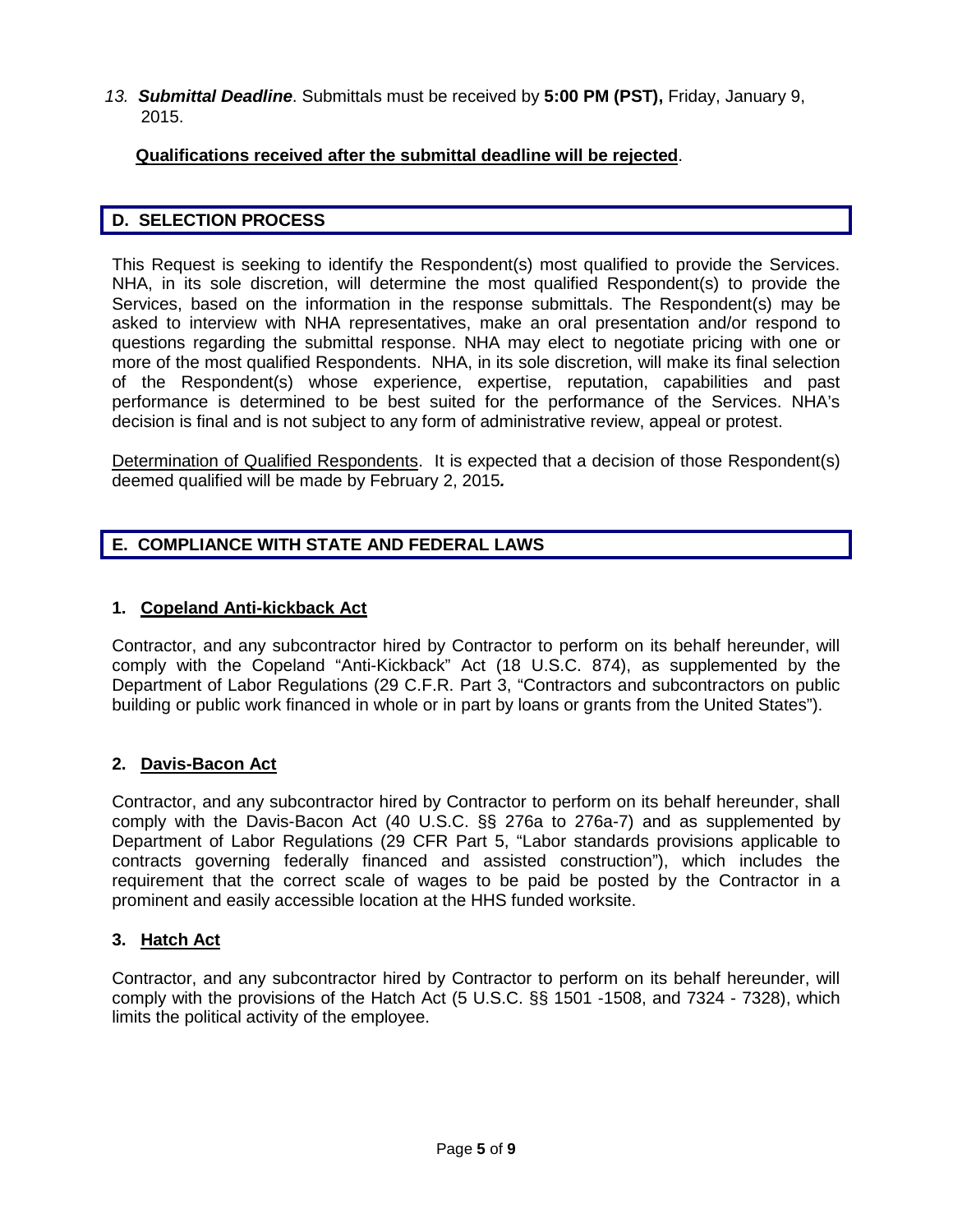13. ***Submittal Deadline***. Submittals must be received by **5:00 PM (PST),** Friday, January 9, 2015.

**Qualifications received after the submittal deadline will be rejected**.

## D. SELECTION PROCESS

This Request is seeking to identify the Respondent(s) most qualified to provide the Services. NHA, in its sole discretion, will determine the most qualified Respondent(s) to provide the Services, based on the information in the response submittals. The Respondent(s) may be asked to interview with NHA representatives, make an oral presentation and/or respond to questions regarding the submittal response. NHA may elect to negotiate pricing with one or more of the most qualified Respondents. NHA, in its sole discretion, will make its final selection of the Respondent(s) whose experience, expertise, reputation, capabilities and past performance is determined to be best suited for the performance of the Services. NHA's decision is final and is not subject to any form of administrative review, appeal or protest.

Determination of Qualified Respondents. It is expected that a decision of those Respondent(s) deemed qualified will be made by February 2, 2015***.***

## E. COMPLIANCE WITH STATE AND FEDERAL LAWS

### 1. Copeland Anti-kickback Act

Contractor, and any subcontractor hired by Contractor to perform on its behalf hereunder, will comply with the Copeland "Anti-Kickback" Act (18 U.S.C. 874), as supplemented by the Department of Labor Regulations (29 C.F.R. Part 3, "Contractors and subcontractors on public building or public work financed in whole or in part by loans or grants from the United States").

### 2. Davis-Bacon Act

Contractor, and any subcontractor hired by Contractor to perform on its behalf hereunder, shall comply with the Davis-Bacon Act (40 U.S.C. §§ 276a to 276a-7) and as supplemented by Department of Labor Regulations (29 CFR Part 5, "Labor standards provisions applicable to contracts governing federally financed and assisted construction"), which includes the requirement that the correct scale of wages to be paid be posted by the Contractor in a prominent and easily accessible location at the HHS funded worksite.

### 3. Hatch Act

Contractor, and any subcontractor hired by Contractor to perform on its behalf hereunder, will comply with the provisions of the Hatch Act (5 U.S.C. §§ 1501 -1508, and 7324 - 7328), which limits the political activity of the employee.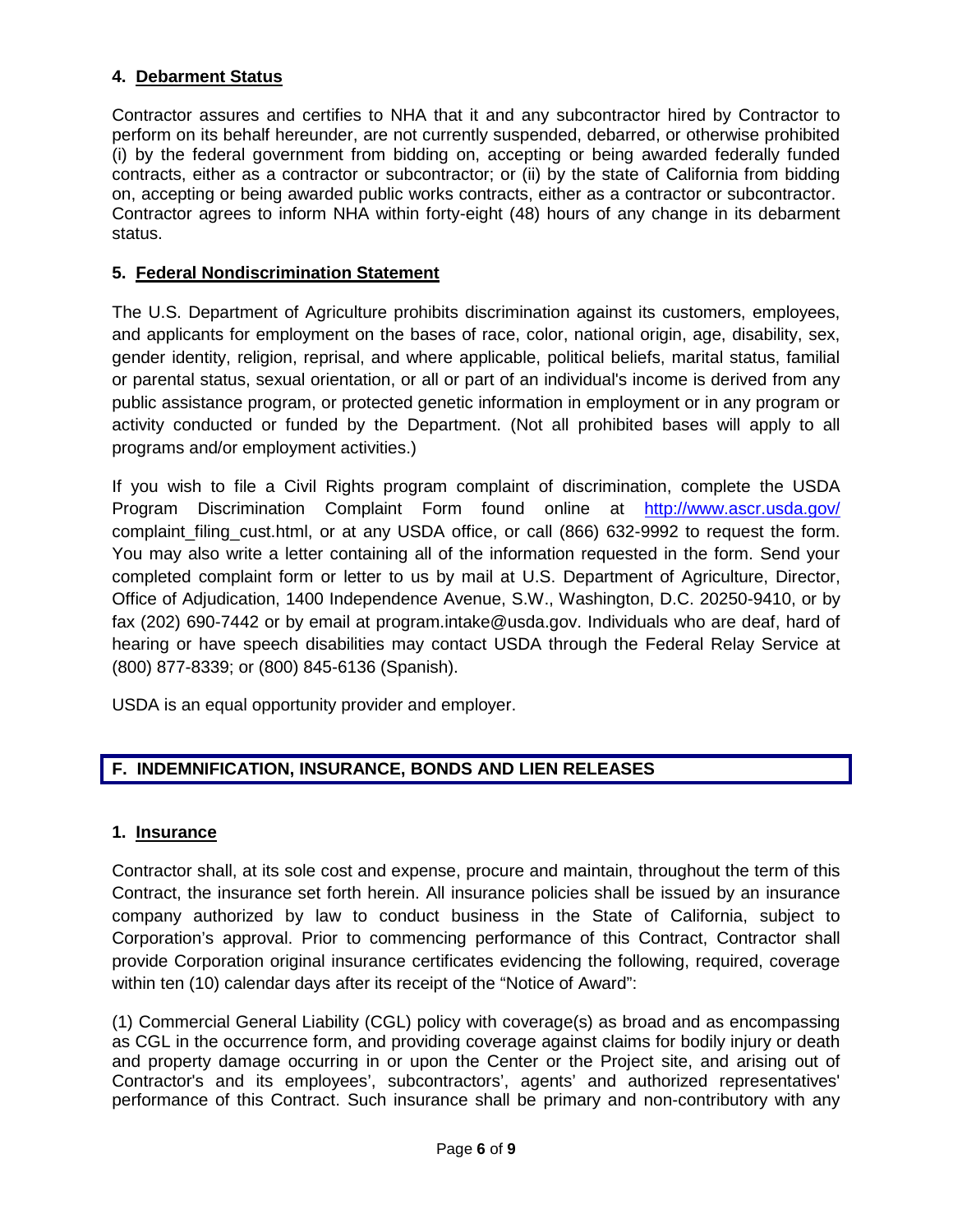### 4. Debarment Status

Contractor assures and certifies to NHA that it and any subcontractor hired by Contractor to perform on its behalf hereunder, are not currently suspended, debarred, or otherwise prohibited (i) by the federal government from bidding on, accepting or being awarded federally funded contracts, either as a contractor or subcontractor; or (ii) by the state of California from bidding on, accepting or being awarded public works contracts, either as a contractor or subcontractor. Contractor agrees to inform NHA within forty-eight (48) hours of any change in its debarment status.

### 5. Federal Nondiscrimination Statement

The U.S. Department of Agriculture prohibits discrimination against its customers, employees, and applicants for employment on the bases of race, color, national origin, age, disability, sex, gender identity, religion, reprisal, and where applicable, political beliefs, marital status, familial or parental status, sexual orientation, or all or part of an individual's income is derived from any public assistance program, or protected genetic information in employment or in any program or activity conducted or funded by the Department. (Not all prohibited bases will apply to all programs and/or employment activities.)

If you wish to file a Civil Rights program complaint of discrimination, complete the USDA Program Discrimination Complaint Form found online at http://www.ascr.usda.gov/ complaint_filing_cust.html, or at any USDA office, or call (866) 632-9992 to request the form. You may also write a letter containing all of the information requested in the form. Send your completed complaint form or letter to us by mail at U.S. Department of Agriculture, Director, Office of Adjudication, 1400 Independence Avenue, S.W., Washington, D.C. 20250-9410, or by fax (202) 690-7442 or by email at program.intake@usda.gov. Individuals who are deaf, hard of hearing or have speech disabilities may contact USDA through the Federal Relay Service at (800) 877-8339; or (800) 845-6136 (Spanish).

USDA is an equal opportunity provider and employer.

## F. INDEMNIFICATION, INSURANCE, BONDS AND LIEN RELEASES

### 1. Insurance

Contractor shall, at its sole cost and expense, procure and maintain, throughout the term of this Contract, the insurance set forth herein. All insurance policies shall be issued by an insurance company authorized by law to conduct business in the State of California, subject to Corporation's approval. Prior to commencing performance of this Contract, Contractor shall provide Corporation original insurance certificates evidencing the following, required, coverage within ten (10) calendar days after its receipt of the "Notice of Award":

(1) Commercial General Liability (CGL) policy with coverage(s) as broad and as encompassing as CGL in the occurrence form, and providing coverage against claims for bodily injury or death and property damage occurring in or upon the Center or the Project site, and arising out of Contractor's and its employees', subcontractors', agents' and authorized representatives' performance of this Contract. Such insurance shall be primary and non-contributory with any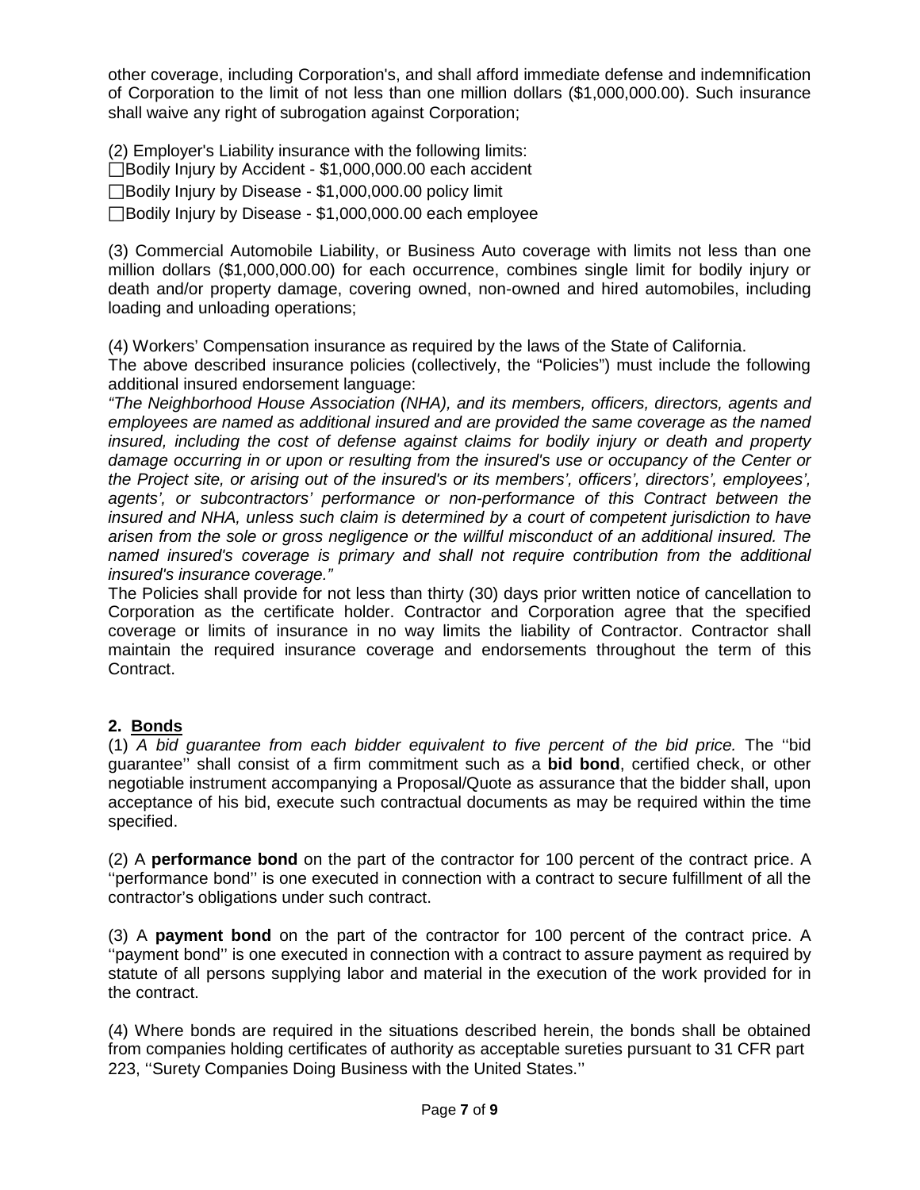other coverage, including Corporation's, and shall afford immediate defense and indemnification of Corporation to the limit of not less than one million dollars ($1,000,000.00). Such insurance shall waive any right of subrogation against Corporation;

(2) Employer's Liability insurance with the following limits:

☐Bodily Injury by Accident - $1,000,000.00 each accident

☐Bodily Injury by Disease - $1,000,000.00 policy limit

☐Bodily Injury by Disease - $1,000,000.00 each employee

(3) Commercial Automobile Liability, or Business Auto coverage with limits not less than one million dollars ($1,000,000.00) for each occurrence, combines single limit for bodily injury or death and/or property damage, covering owned, non-owned and hired automobiles, including loading and unloading operations;

(4) Workers' Compensation insurance as required by the laws of the State of California.

The above described insurance policies (collectively, the "Policies") must include the following additional insured endorsement language:

*"The Neighborhood House Association (NHA), and its members, officers, directors, agents and employees are named as additional insured and are provided the same coverage as the named insured, including the cost of defense against claims for bodily injury or death and property damage occurring in or upon or resulting from the insured's use or occupancy of the Center or the Project site, or arising out of the insured's or its members', officers', directors', employees', agents', or subcontractors' performance or non-performance of this Contract between the insured and NHA, unless such claim is determined by a court of competent jurisdiction to have arisen from the sole or gross negligence or the willful misconduct of an additional insured. The named insured's coverage is primary and shall not require contribution from the additional insured's insurance coverage."*

The Policies shall provide for not less than thirty (30) days prior written notice of cancellation to Corporation as the certificate holder. Contractor and Corporation agree that the specified coverage or limits of insurance in no way limits the liability of Contractor. Contractor shall maintain the required insurance coverage and endorsements throughout the term of this Contract.

**2. Bonds**

(1) *A bid guarantee from each bidder equivalent to five percent of the bid price.* The ''bid guarantee'' shall consist of a firm commitment such as a **bid bond**, certified check, or other negotiable instrument accompanying a Proposal/Quote as assurance that the bidder shall, upon acceptance of his bid, execute such contractual documents as may be required within the time specified.

(2) A **performance bond** on the part of the contractor for 100 percent of the contract price. A ''performance bond'' is one executed in connection with a contract to secure fulfillment of all the contractor's obligations under such contract.

(3) A **payment bond** on the part of the contractor for 100 percent of the contract price. A ''payment bond'' is one executed in connection with a contract to assure payment as required by statute of all persons supplying labor and material in the execution of the work provided for in the contract.

(4) Where bonds are required in the situations described herein, the bonds shall be obtained from companies holding certificates of authority as acceptable sureties pursuant to 31 CFR part 223, ''Surety Companies Doing Business with the United States.''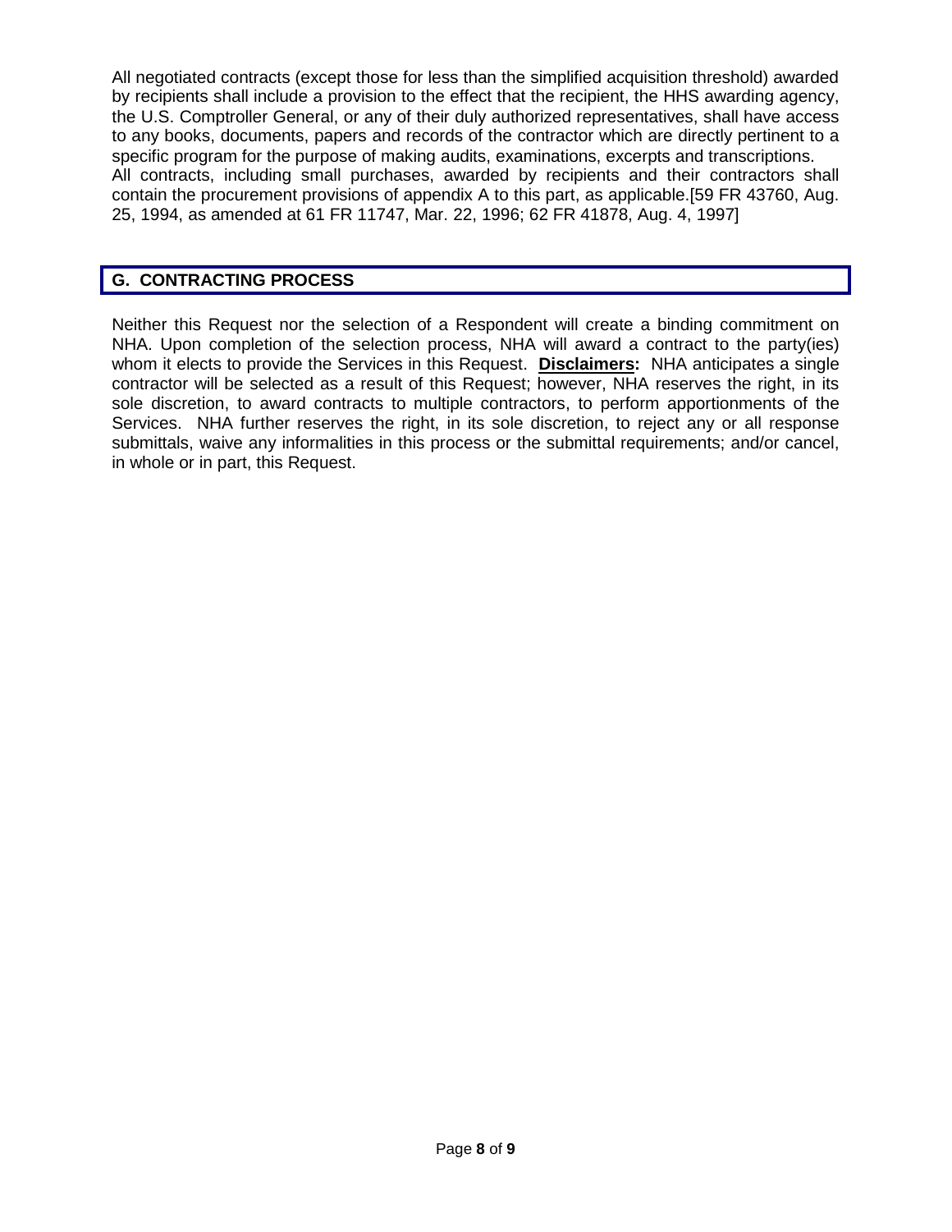All negotiated contracts (except those for less than the simplified acquisition threshold) awarded by recipients shall include a provision to the effect that the recipient, the HHS awarding agency, the U.S. Comptroller General, or any of their duly authorized representatives, shall have access to any books, documents, papers and records of the contractor which are directly pertinent to a specific program for the purpose of making audits, examinations, excerpts and transcriptions.
All contracts, including small purchases, awarded by recipients and their contractors shall contain the procurement provisions of appendix A to this part, as applicable.[59 FR 43760, Aug. 25, 1994, as amended at 61 FR 11747, Mar. 22, 1996; 62 FR 41878, Aug. 4, 1997]

## G. CONTRACTING PROCESS

Neither this Request nor the selection of a Respondent will create a binding commitment on NHA. Upon completion of the selection process, NHA will award a contract to the party(ies) whom it elects to provide the Services in this Request. **Disclaimers:** NHA anticipates a single contractor will be selected as a result of this Request; however, NHA reserves the right, in its sole discretion, to award contracts to multiple contractors, to perform apportionments of the Services. NHA further reserves the right, in its sole discretion, to reject any or all response submittals, waive any informalities in this process or the submittal requirements; and/or cancel, in whole or in part, this Request.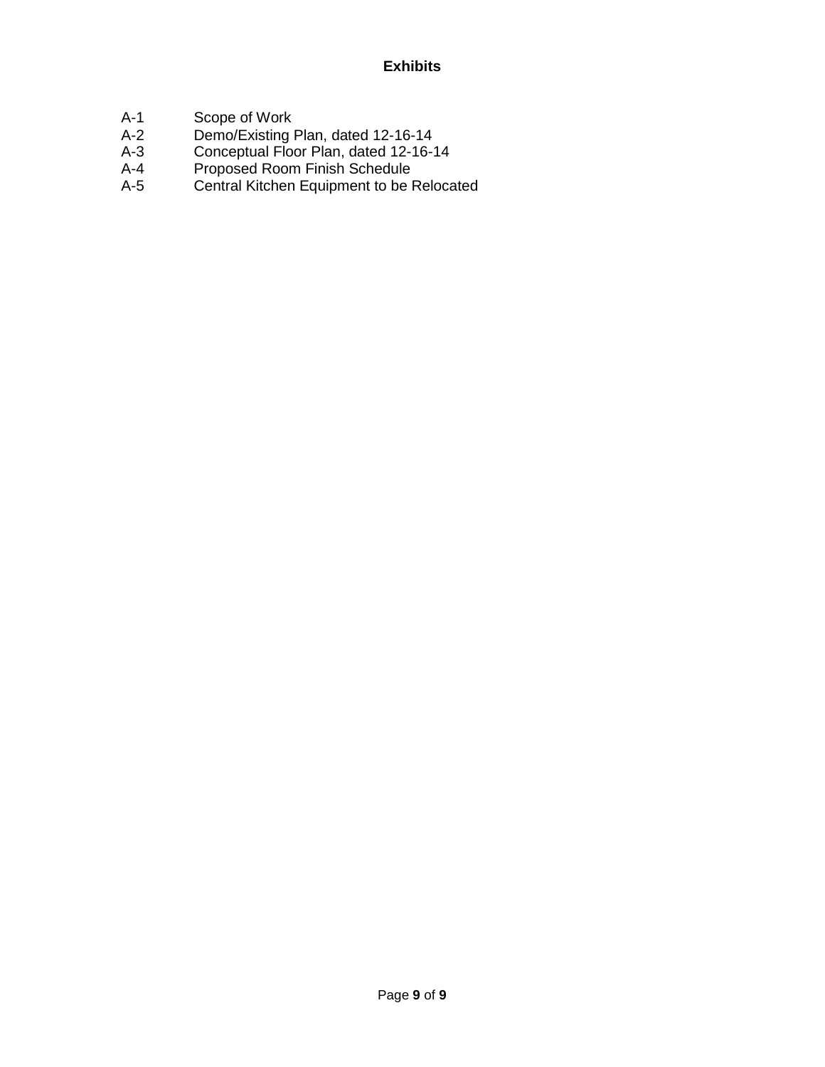# Exhibits

| | |
|---|---|
| A-1 | Scope of Work |
| A-2 | Demo/Existing Plan, dated 12-16-14 |
| A-3 | Conceptual Floor Plan, dated 12-16-14 |
| A-4 | Proposed Room Finish Schedule |
| A-5 | Central Kitchen Equipment to be Relocated |